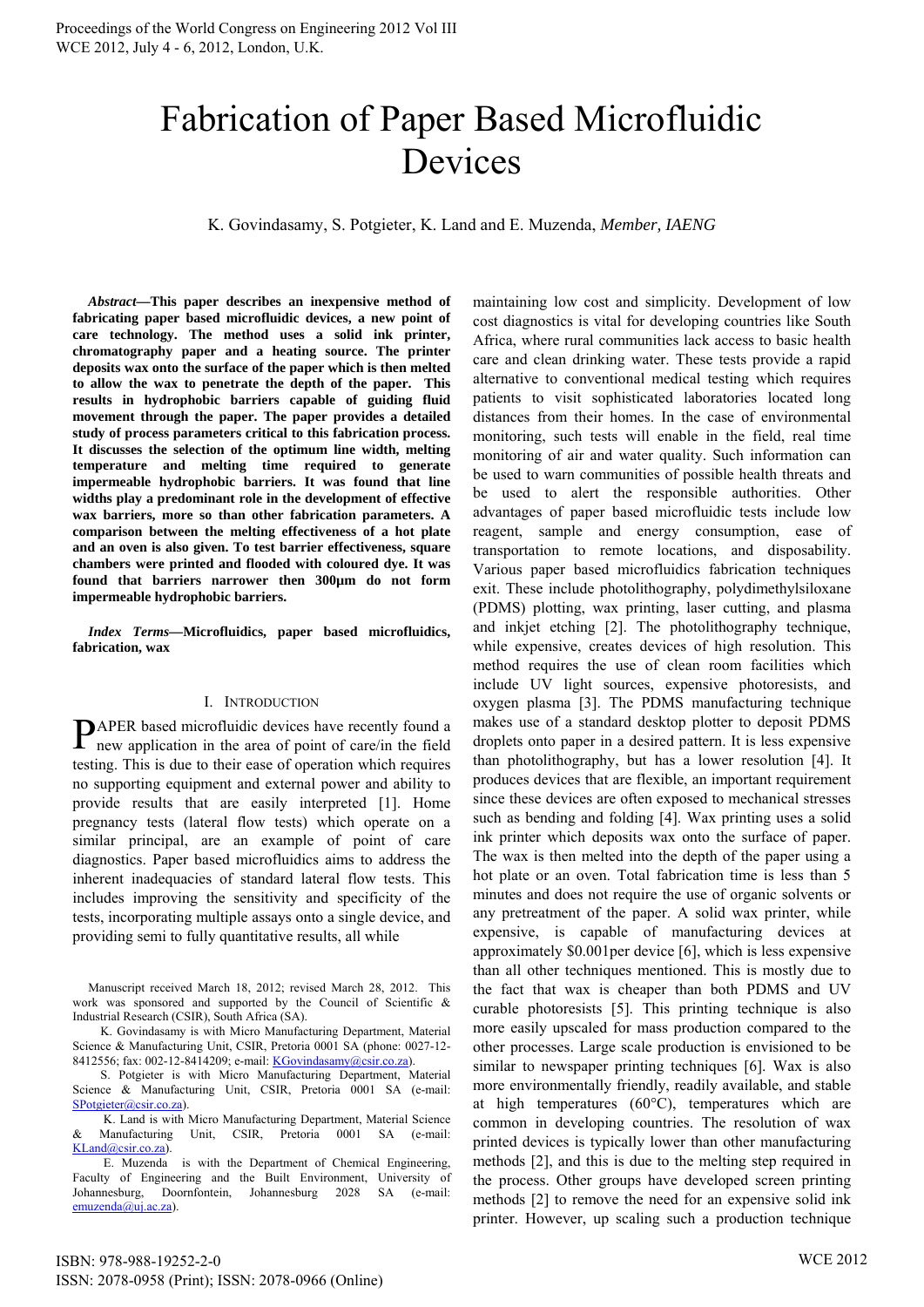# Fabrication of Paper Based Microfluidic Devices

K. Govindasamy, S. Potgieter, K. Land and E. Muzenda, *Member, IAENG*

***Abstract*—This paper describes an inexpensive method of fabricating paper based microfluidic devices, a new point of care technology. The method uses a solid ink printer, chromatography paper and a heating source. The printer deposits wax onto the surface of the paper which is then melted to allow the wax to penetrate the depth of the paper. This results in hydrophobic barriers capable of guiding fluid movement through the paper. The paper provides a detailed study of process parameters critical to this fabrication process. It discusses the selection of the optimum line width, melting temperature and melting time required to generate impermeable hydrophobic barriers. It was found that line widths play a predominant role in the development of effective wax barriers, more so than other fabrication parameters. A comparison between the melting effectiveness of a hot plate and an oven is also given. To test barrier effectiveness, square chambers were printed and flooded with coloured dye. It was found that barriers narrower then 300µm do not form impermeable hydrophobic barriers.**

***Index Terms*—Microfluidics, paper based microfluidics, fabrication, wax**

## I. Introduction

PAPER based microfluidic devices have recently found a new application in the area of point of care/in the field testing. This is due to their ease of operation which requires no supporting equipment and external power and ability to provide results that are easily interpreted [1]. Home pregnancy tests (lateral flow tests) which operate on a similar principal, are an example of point of care diagnostics. Paper based microfluidics aims to address the inherent inadequacies of standard lateral flow tests. This includes improving the sensitivity and specificity of the tests, incorporating multiple assays onto a single device, and providing semi to fully quantitative results, all while maintaining low cost and simplicity. Development of low cost diagnostics is vital for developing countries like South Africa, where rural communities lack access to basic health care and clean drinking water. These tests provide a rapid alternative to conventional medical testing which requires patients to visit sophisticated laboratories located long distances from their homes. In the case of environmental monitoring, such tests will enable in the field, real time monitoring of air and water quality. Such information can be used to warn communities of possible health threats and be used to alert the responsible authorities. Other advantages of paper based microfluidic tests include low reagent, sample and energy consumption, ease of transportation to remote locations, and disposability. Various paper based microfluidics fabrication techniques exit. These include photolithography, polydimethylsiloxane (PDMS) plotting, wax printing, laser cutting, and plasma and inkjet etching [2]. The photolithography technique, while expensive, creates devices of high resolution. This method requires the use of clean room facilities which include UV light sources, expensive photoresists, and oxygen plasma [3]. The PDMS manufacturing technique makes use of a standard desktop plotter to deposit PDMS droplets onto paper in a desired pattern. It is less expensive than photolithography, but has a lower resolution [4]. It produces devices that are flexible, an important requirement since these devices are often exposed to mechanical stresses such as bending and folding [4]. Wax printing uses a solid ink printer which deposits wax onto the surface of paper. The wax is then melted into the depth of the paper using a hot plate or an oven. Total fabrication time is less than 5 minutes and does not require the use of organic solvents or any pretreatment of the paper. A solid wax printer, while expensive, is capable of manufacturing devices at approximately $0.001per device [6], which is less expensive than all other techniques mentioned. This is mostly due to the fact that wax is cheaper than both PDMS and UV curable photoresists [5]. This printing technique is also more easily upscaled for mass production compared to the other processes. Large scale production is envisioned to be similar to newspaper printing techniques [6]. Wax is also more environmentally friendly, readily available, and stable at high temperatures (60°C), temperatures which are common in developing countries. The resolution of wax printed devices is typically lower than other manufacturing methods [2], and this is due to the melting step required in the process. Other groups have developed screen printing methods [2] to remove the need for an expensive solid ink printer. However, up scaling such a production technique

Manuscript received March 18, 2012; revised March 28, 2012. This work was sponsored and supported by the Council of Scientific & Industrial Research (CSIR), South Africa (SA).

K. Govindasamy is with Micro Manufacturing Department, Material Science & Manufacturing Unit, CSIR, Pretoria 0001 SA (phone: 0027-12-8412556; fax: 002-12-8414209; e-mail: KGovindasamy@csir.co.za).

S. Potgieter is with Micro Manufacturing Department, Material Science & Manufacturing Unit, CSIR, Pretoria 0001 SA (e-mail: SPotgieter@csir.co.za).

K. Land is with Micro Manufacturing Department, Material Science & Manufacturing Unit, CSIR, Pretoria 0001 SA (e-mail: KLand@csir.co.za).

E. Muzenda is with the Department of Chemical Engineering, Faculty of Engineering and the Built Environment, University of Johannesburg, Doornfontein, Johannesburg 2028 SA (e-mail: emuzenda@uj.ac.za).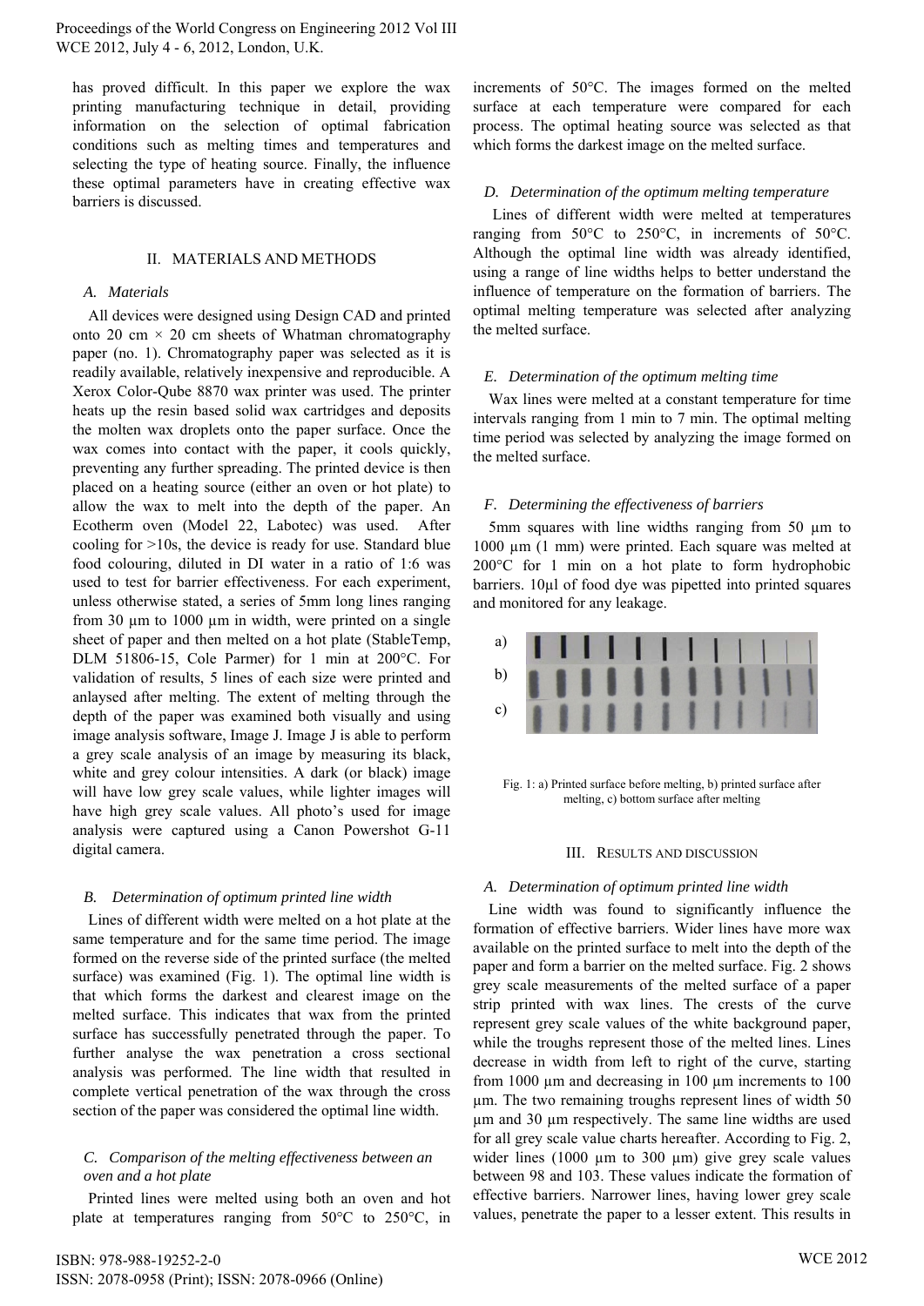has proved difficult. In this paper we explore the wax printing manufacturing technique in detail, providing information on the selection of optimal fabrication conditions such as melting times and temperatures and selecting the type of heating source. Finally, the influence these optimal parameters have in creating effective wax barriers is discussed.

## II. Materials and Methods

### *A. Materials*

All devices were designed using Design CAD and printed onto 20 cm × 20 cm sheets of Whatman chromatography paper (no. 1). Chromatography paper was selected as it is readily available, relatively inexpensive and reproducible. A Xerox Color-Qube 8870 wax printer was used. The printer heats up the resin based solid wax cartridges and deposits the molten wax droplets onto the paper surface. Once the wax comes into contact with the paper, it cools quickly, preventing any further spreading. The printed device is then placed on a heating source (either an oven or hot plate) to allow the wax to melt into the depth of the paper. An Ecotherm oven (Model 22, Labotec) was used. After cooling for >10s, the device is ready for use. Standard blue food colouring, diluted in DI water in a ratio of 1:6 was used to test for barrier effectiveness. For each experiment, unless otherwise stated, a series of 5mm long lines ranging from 30 µm to 1000 µm in width, were printed on a single sheet of paper and then melted on a hot plate (StableTemp, DLM 51806-15, Cole Parmer) for 1 min at 200°C. For validation of results, 5 lines of each size were printed and anlaysed after melting. The extent of melting through the depth of the paper was examined both visually and using image analysis software, Image J. Image J is able to perform a grey scale analysis of an image by measuring its black, white and grey colour intensities. A dark (or black) image will have low grey scale values, while lighter images will have high grey scale values. All photo's used for image analysis were captured using a Canon Powershot G-11 digital camera.

### *B. Determination of optimum printed line width*

Lines of different width were melted on a hot plate at the same temperature and for the same time period. The image formed on the reverse side of the printed surface (the melted surface) was examined (Fig. 1). The optimal line width is that which forms the darkest and clearest image on the melted surface. This indicates that wax from the printed surface has successfully penetrated through the paper. To further analyse the wax penetration a cross sectional analysis was performed. The line width that resulted in complete vertical penetration of the wax through the cross section of the paper was considered the optimal line width.

### *C. Comparison of the melting effectiveness between an oven and a hot plate*

Printed lines were melted using both an oven and hot plate at temperatures ranging from 50°C to 250°C, in increments of 50°C. The images formed on the melted surface at each temperature were compared for each process. The optimal heating source was selected as that which forms the darkest image on the melted surface.

### *D. Determination of the optimum melting temperature*

Lines of different width were melted at temperatures ranging from 50°C to 250°C, in increments of 50°C. Although the optimal line width was already identified, using a range of line widths helps to better understand the influence of temperature on the formation of barriers. The optimal melting temperature was selected after analyzing the melted surface.

### *E. Determination of the optimum melting time*

Wax lines were melted at a constant temperature for time intervals ranging from 1 min to 7 min. The optimal melting time period was selected by analyzing the image formed on the melted surface.

### *F. Determining the effectiveness of barriers*

5mm squares with line widths ranging from 50 µm to 1000 µm (1 mm) were printed. Each square was melted at 200°C for 1 min on a hot plate to form hydrophobic barriers. 10µl of food dye was pipetted into printed squares and monitored for any leakage.

Fig. 1: a) Printed surface before melting, b) printed surface after melting, c) bottom surface after melting

## III. Results and Discussion

### *A. Determination of optimum printed line width*

Line width was found to significantly influence the formation of effective barriers. Wider lines have more wax available on the printed surface to melt into the depth of the paper and form a barrier on the melted surface. Fig. 2 shows grey scale measurements of the melted surface of a paper strip printed with wax lines. The crests of the curve represent grey scale values of the white background paper, while the troughs represent those of the melted lines. Lines decrease in width from left to right of the curve, starting from 1000 µm and decreasing in 100 µm increments to 100 µm. The two remaining troughs represent lines of width 50 µm and 30 µm respectively. The same line widths are used for all grey scale value charts hereafter. According to Fig. 2, wider lines (1000 µm to 300 µm) give grey scale values between 98 and 103. These values indicate the formation of effective barriers. Narrower lines, having lower grey scale values, penetrate the paper to a lesser extent. This results in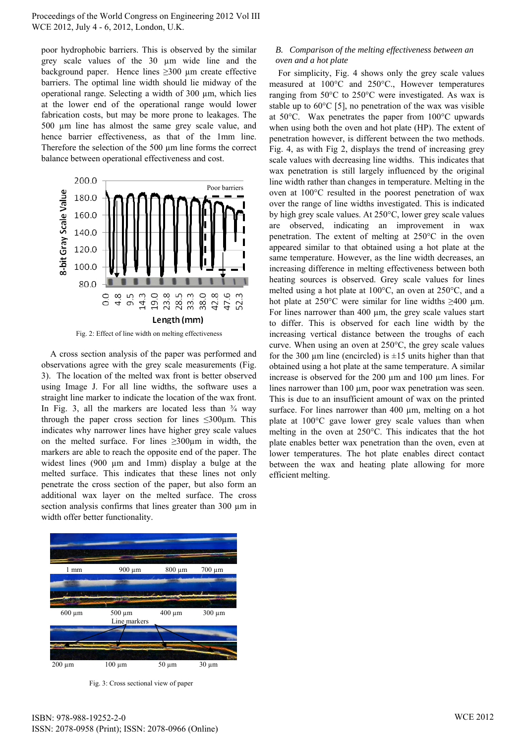poor hydrophobic barriers. This is observed by the similar grey scale values of the 30 µm wide line and the background paper. Hence lines ≥300 µm create effective barriers. The optimal line width should lie midway of the operational range. Selecting a width of 300 µm, which lies at the lower end of the operational range would lower fabrication costs, but may be more prone to leakages. The 500 µm line has almost the same grey scale value, and hence barrier effectiveness, as that of the 1mm line. Therefore the selection of the 500 µm line forms the correct balance between operational effectiveness and cost.

Fig. 2: Effect of line width on melting effectiveness

A cross section analysis of the paper was performed and observations agree with the grey scale measurements (Fig. 3). The location of the melted wax front is better observed using Image J. For all line widths, the software uses a straight line marker to indicate the location of the wax front. In Fig. 3, all the markers are located less than ¾ way through the paper cross section for lines ≤300µm. This indicates why narrower lines have higher grey scale values on the melted surface. For lines ≥300µm in width, the markers are able to reach the opposite end of the paper. The widest lines (900 µm and 1mm) display a bulge at the melted surface. This indicates that these lines not only penetrate the cross section of the paper, but also form an additional wax layer on the melted surface. The cross section analysis confirms that lines greater than 300 µm in width offer better functionality.

Fig. 3: Cross sectional view of paper

### *B. Comparison of the melting effectiveness between an oven and a hot plate*

For simplicity, Fig. 4 shows only the grey scale values measured at 100°C and 250°C., However temperatures ranging from 50°C to 250°C were investigated. As wax is stable up to 60°C [5], no penetration of the wax was visible at 50°C. Wax penetrates the paper from 100°C upwards when using both the oven and hot plate (HP). The extent of penetration however, is different between the two methods. Fig. 4, as with Fig 2, displays the trend of increasing grey scale values with decreasing line widths. This indicates that wax penetration is still largely influenced by the original line width rather than changes in temperature. Melting in the oven at 100°C resulted in the poorest penetration of wax over the range of line widths investigated. This is indicated by high grey scale values. At 250°C, lower grey scale values are observed, indicating an improvement in wax penetration. The extent of melting at 250°C in the oven appeared similar to that obtained using a hot plate at the same temperature. However, as the line width decreases, an increasing difference in melting effectiveness between both heating sources is observed. Grey scale values for lines melted using a hot plate at 100°C, an oven at 250°C, and a hot plate at 250°C were similar for line widths ≥400 µm. For lines narrower than 400 µm, the grey scale values start to differ. This is observed for each line width by the increasing vertical distance between the troughs of each curve. When using an oven at 250°C, the grey scale values for the 300 µm line (encircled) is ±15 units higher than that obtained using a hot plate at the same temperature. A similar increase is observed for the 200 µm and 100 µm lines. For lines narrower than 100 µm, poor wax penetration was seen. This is due to an insufficient amount of wax on the printed surface. For lines narrower than 400 µm, melting on a hot plate at 100°C gave lower grey scale values than when melting in the oven at 250°C. This indicates that the hot plate enables better wax penetration than the oven, even at lower temperatures. The hot plate enables direct contact between the wax and heating plate allowing for more efficient melting.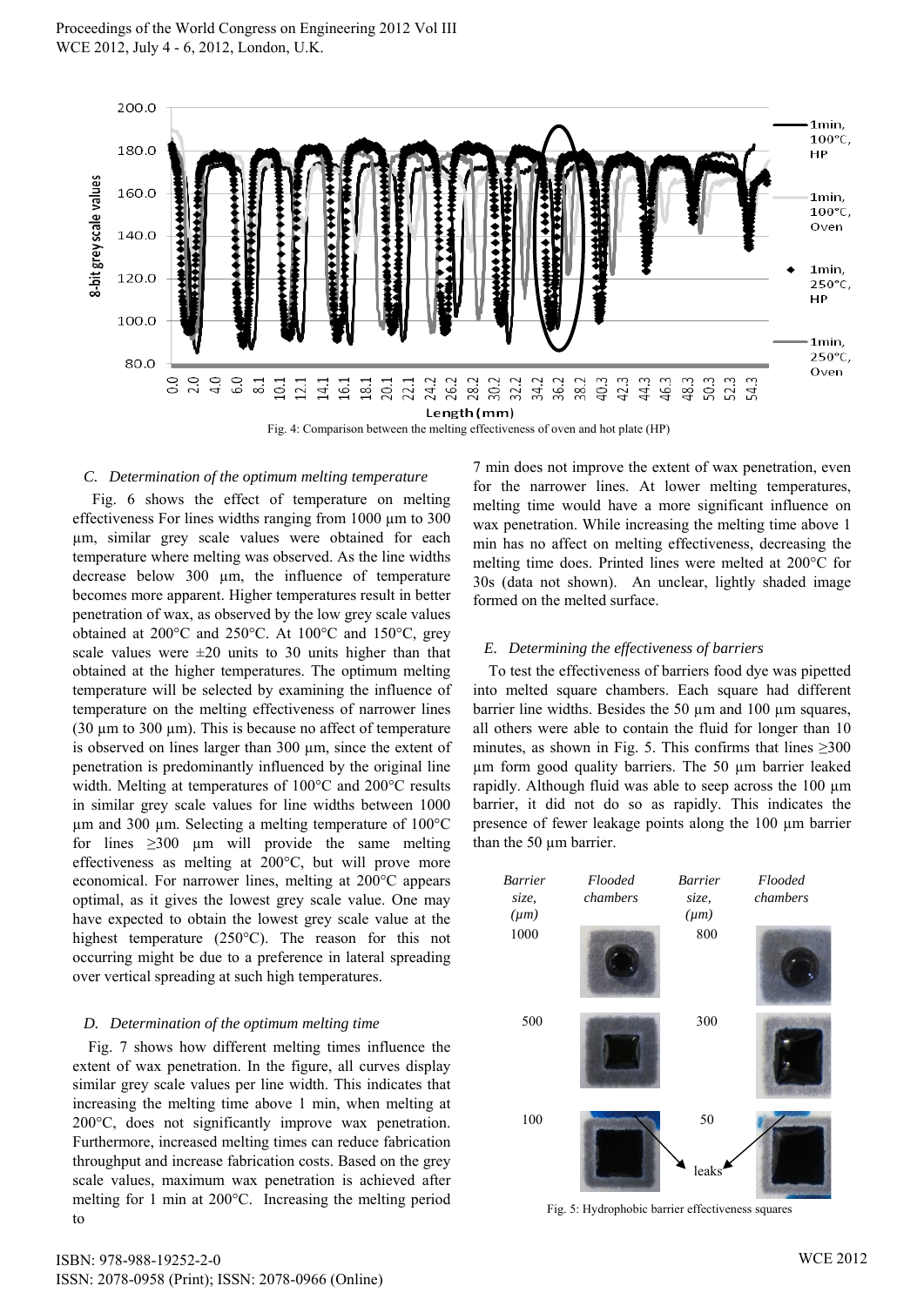Fig. 4: Comparison between the melting effectiveness of oven and hot plate (HP)

### C. Determination of the optimum melting temperature

Fig. 6 shows the effect of temperature on melting effectiveness For lines widths ranging from 1000 µm to 300 µm, similar grey scale values were obtained for each temperature where melting was observed. As the line widths decrease below 300 µm, the influence of temperature becomes more apparent. Higher temperatures result in better penetration of wax, as observed by the low grey scale values obtained at 200°C and 250°C. At 100°C and 150°C, grey scale values were ±20 units to 30 units higher than that obtained at the higher temperatures. The optimum melting temperature will be selected by examining the influence of temperature on the melting effectiveness of narrower lines (30 µm to 300 µm). This is because no affect of temperature is observed on lines larger than 300 µm, since the extent of penetration is predominantly influenced by the original line width. Melting at temperatures of 100°C and 200°C results in similar grey scale values for line widths between 1000 µm and 300 µm. Selecting a melting temperature of 100°C for lines ≥300 µm will provide the same melting effectiveness as melting at 200°C, but will prove more economical. For narrower lines, melting at 200°C appears optimal, as it gives the lowest grey scale value. One may have expected to obtain the lowest grey scale value at the highest temperature (250°C). The reason for this not occurring might be due to a preference in lateral spreading over vertical spreading at such high temperatures.

### D. Determination of the optimum melting time

Fig. 7 shows how different melting times influence the extent of wax penetration. In the figure, all curves display similar grey scale values per line width. This indicates that increasing the melting time above 1 min, when melting at 200°C, does not significantly improve wax penetration. Furthermore, increased melting times can reduce fabrication throughput and increase fabrication costs. Based on the grey scale values, maximum wax penetration is achieved after melting for 1 min at 200°C. Increasing the melting period to 7 min does not improve the extent of wax penetration, even for the narrower lines. At lower melting temperatures, melting time would have a more significant influence on wax penetration. While increasing the melting time above 1 min has no affect on melting effectiveness, decreasing the melting time does. Printed lines were melted at 200°C for 30s (data not shown). An unclear, lightly shaded image formed on the melted surface.

### E. Determining the effectiveness of barriers

To test the effectiveness of barriers food dye was pipetted into melted square chambers. Each square had different barrier line widths. Besides the 50 µm and 100 µm squares, all others were able to contain the fluid for longer than 10 minutes, as shown in Fig. 5. This confirms that lines ≥300 µm form good quality barriers. The 50 µm barrier leaked rapidly. Although fluid was able to seep across the 100 µm barrier, it did not do so as rapidly. This indicates the presence of fewer leakage points along the 100 µm barrier than the 50 µm barrier.

Fig. 5: Hydrophobic barrier effectiveness squares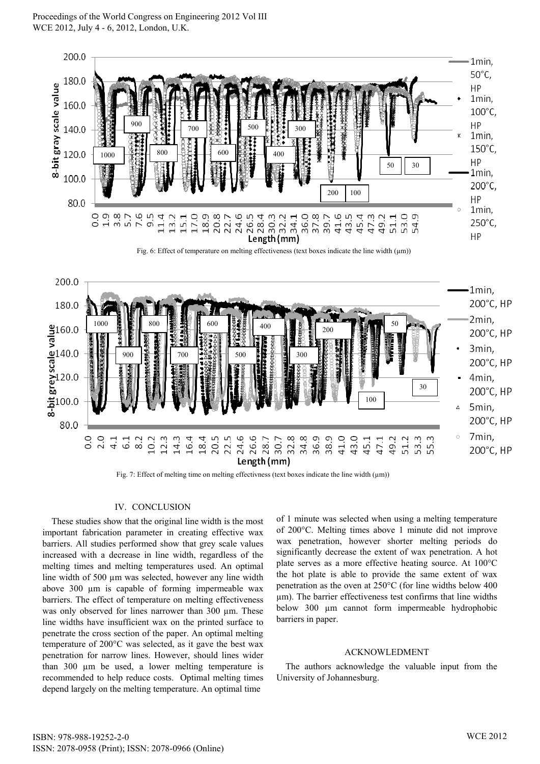Fig. 6: Effect of temperature on melting effectiveness (text boxes indicate the line width (µm))

Fig. 7: Effect of melting time on melting effectivness (text boxes indicate the line width (µm))

## IV. CONCLUSION

These studies show that the original line width is the most important fabrication parameter in creating effective wax barriers. All studies performed show that grey scale values increased with a decrease in line width, regardless of the melting times and melting temperatures used. An optimal line width of 500 µm was selected, however any line width above 300 µm is capable of forming impermeable wax barriers. The effect of temperature on melting effectiveness was only observed for lines narrower than 300 µm. These line widths have insufficient wax on the printed surface to penetrate the cross section of the paper. An optimal melting temperature of 200°C was selected, as it gave the best wax penetration for narrow lines. However, should lines wider than 300 µm be used, a lower melting temperature is recommended to help reduce costs. Optimal melting times depend largely on the melting temperature. An optimal time of 1 minute was selected when using a melting temperature of 200°C. Melting times above 1 minute did not improve wax penetration, however shorter melting periods do significantly decrease the extent of wax penetration. A hot plate serves as a more effective heating source. At 100°C the hot plate is able to provide the same extent of wax penetration as the oven at 250°C (for line widths below 400 µm). The barrier effectiveness test confirms that line widths below 300 µm cannot form impermeable hydrophobic barriers in paper.

## ACKNOWLEDGMENT

The authors acknowledge the valuable input from the University of Johannesburg.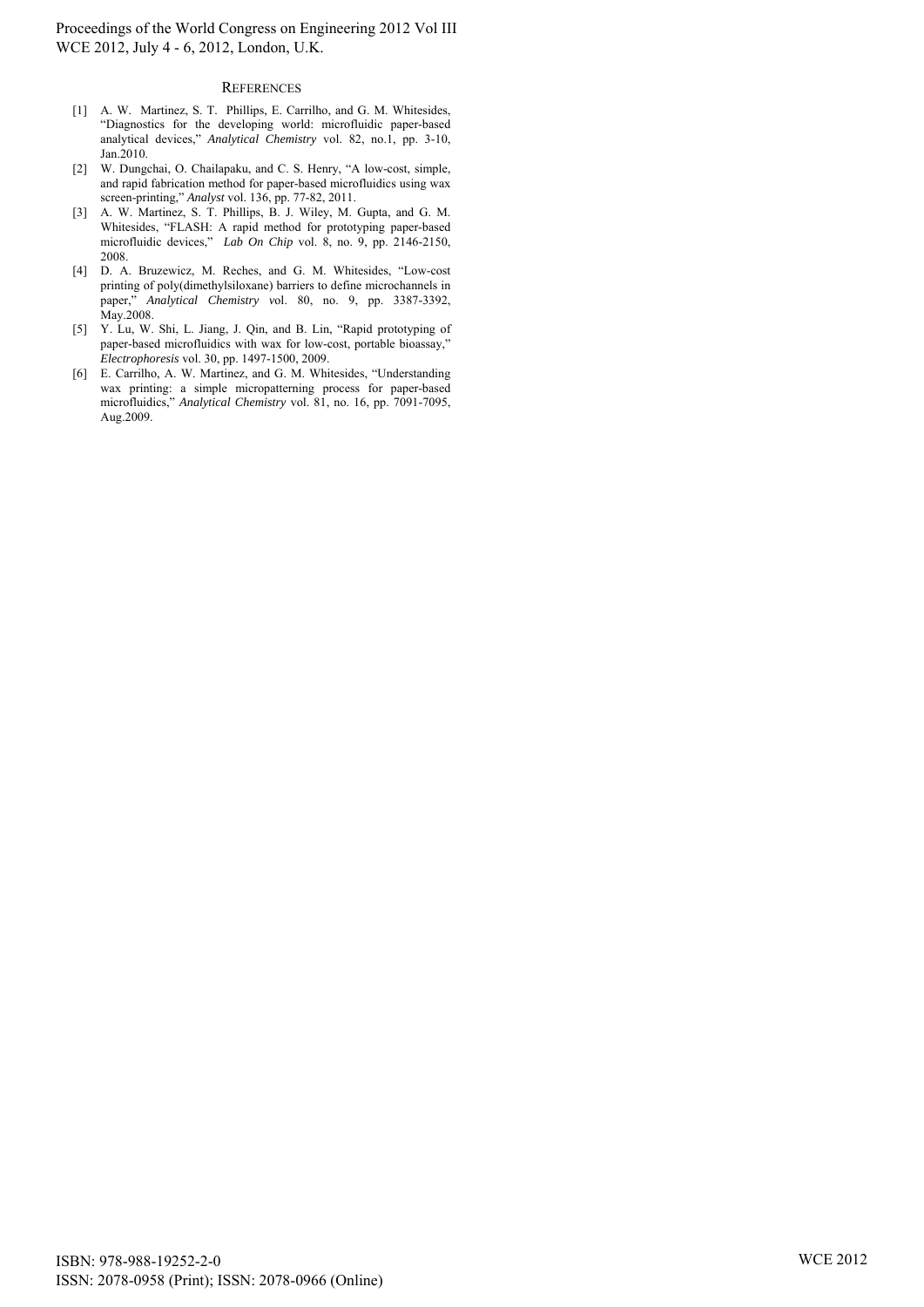## REFERENCES

[1] A. W. Martinez, S. T. Phillips, E. Carrilho, and G. M. Whitesides, "Diagnostics for the developing world: microfluidic paper-based analytical devices," *Analytical Chemistry* vol. 82, no.1, pp. 3-10, Jan.2010.

[2] W. Dungchai, O. Chailapaku, and C. S. Henry, "A low-cost, simple, and rapid fabrication method for paper-based microfluidics using wax screen-printing," *Analyst* vol. 136, pp. 77-82, 2011.

[3] A. W. Martinez, S. T. Phillips, B. J. Wiley, M. Gupta, and G. M. Whitesides, "FLASH: A rapid method for prototyping paper-based microfluidic devices," *Lab On Chip* vol. 8, no. 9, pp. 2146-2150, 2008.

[4] D. A. Bruzewicz, M. Reches, and G. M. Whitesides, "Low-cost printing of poly(dimethylsiloxane) barriers to define microchannels in paper," *Analytical Chemistry* vol. 80, no. 9, pp. 3387-3392, May.2008.

[5] Y. Lu, W. Shi, L. Jiang, J. Qin, and B. Lin, "Rapid prototyping of paper-based microfluidics with wax for low-cost, portable bioassay," *Electrophoresis* vol. 30, pp. 1497-1500, 2009.

[6] E. Carrilho, A. W. Martinez, and G. M. Whitesides, "Understanding wax printing: a simple micropatterning process for paper-based microfluidics," *Analytical Chemistry* vol. 81, no. 16, pp. 7091-7095, Aug.2009.